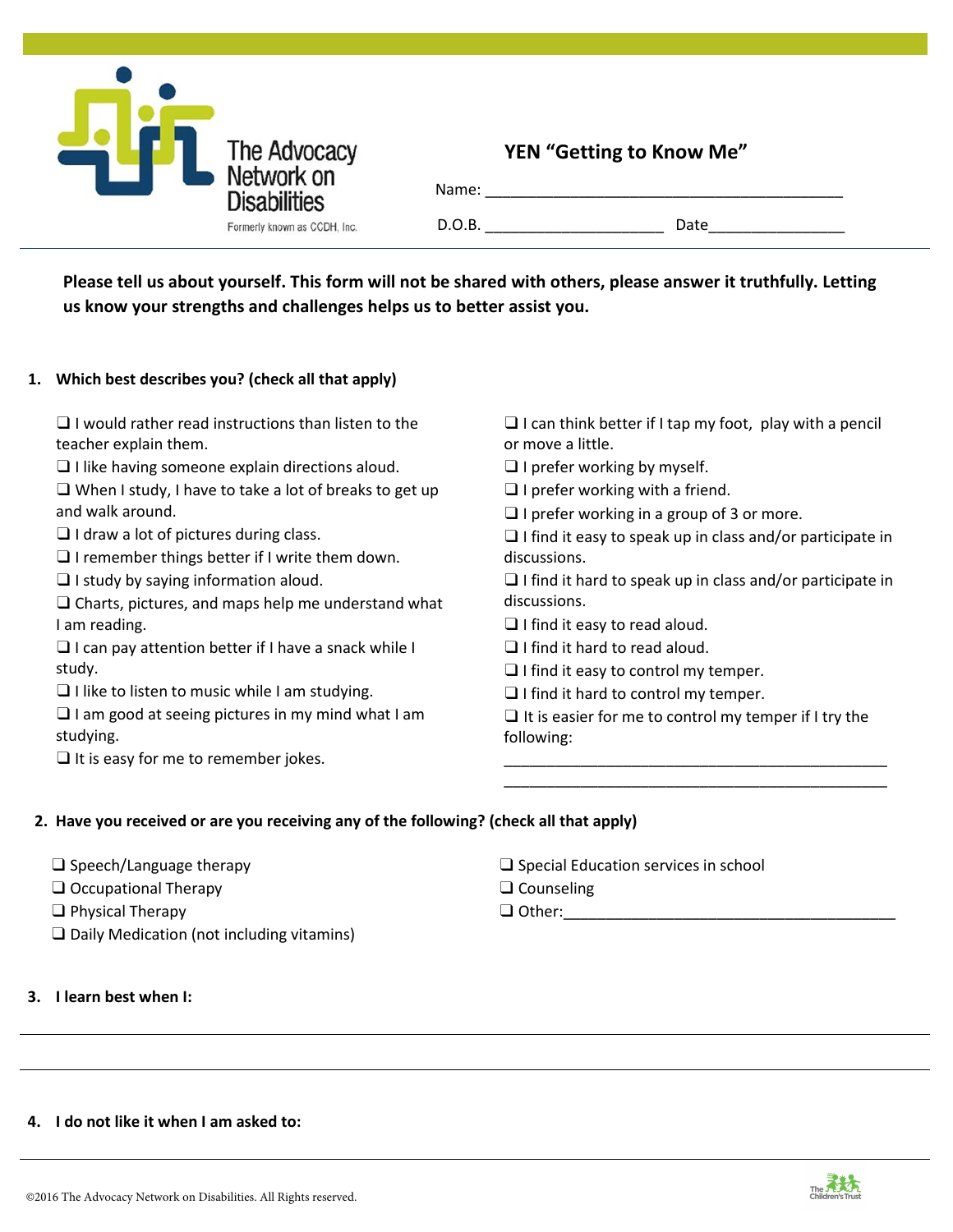The Advocacy Network on Disabilities

Formerly known as CCDH, Inc.

# YEN "Getting to Know Me"

Name: ___________________________________________

D.O.B. _____________________ Date________________

**Please tell us about yourself. This form will not be shared with others, please answer it truthfully. Letting us know your strengths and challenges helps us to better assist you.**

**1. Which best describes you? (check all that apply)**

- ❑ I would rather read instructions than listen to the teacher explain them.
- ❑ I like having someone explain directions aloud.
- ❑ When I study, I have to take a lot of breaks to get up and walk around.
- ❑ I draw a lot of pictures during class.
- ❑ I remember things better if I write them down.
- ❑ I study by saying information aloud.
- ❑ Charts, pictures, and maps help me understand what I am reading.
- ❑ I can pay attention better if I have a snack while I study.
- ❑ I like to listen to music while I am studying.
- ❑ I am good at seeing pictures in my mind what I am studying.
- ❑ It is easy for me to remember jokes.
- ❑ I can think better if I tap my foot, play with a pencil or move a little.
- ❑ I prefer working by myself.
- ❑ I prefer working with a friend.
- ❑ I prefer working in a group of 3 or more.
- ❑ I find it easy to speak up in class and/or participate in discussions.
- ❑ I find it hard to speak up in class and/or participate in discussions.
- ❑ I find it easy to read aloud.
- ❑ I find it hard to read aloud.
- ❑ I find it easy to control my temper.
- ❑ I find it hard to control my temper.
- ❑ It is easier for me to control my temper if I try the following:
  _______________________________________________
  _______________________________________________

**2. Have you received or are you receiving any of the following? (check all that apply)**

- ❑ Speech/Language therapy
- ❑ Occupational Therapy
- ❑ Physical Therapy
- ❑ Daily Medication (not including vitamins)
- ❑ Special Education services in school
- ❑ Counseling
- ❑ Other:_________________________________________

**3. I learn best when I:**

_______________________________________________

_______________________________________________

**4. I do not like it when I am asked to:**

_______________________________________________

©2016 The Advocacy Network on Disabilities. All Rights reserved.

The Children's Trust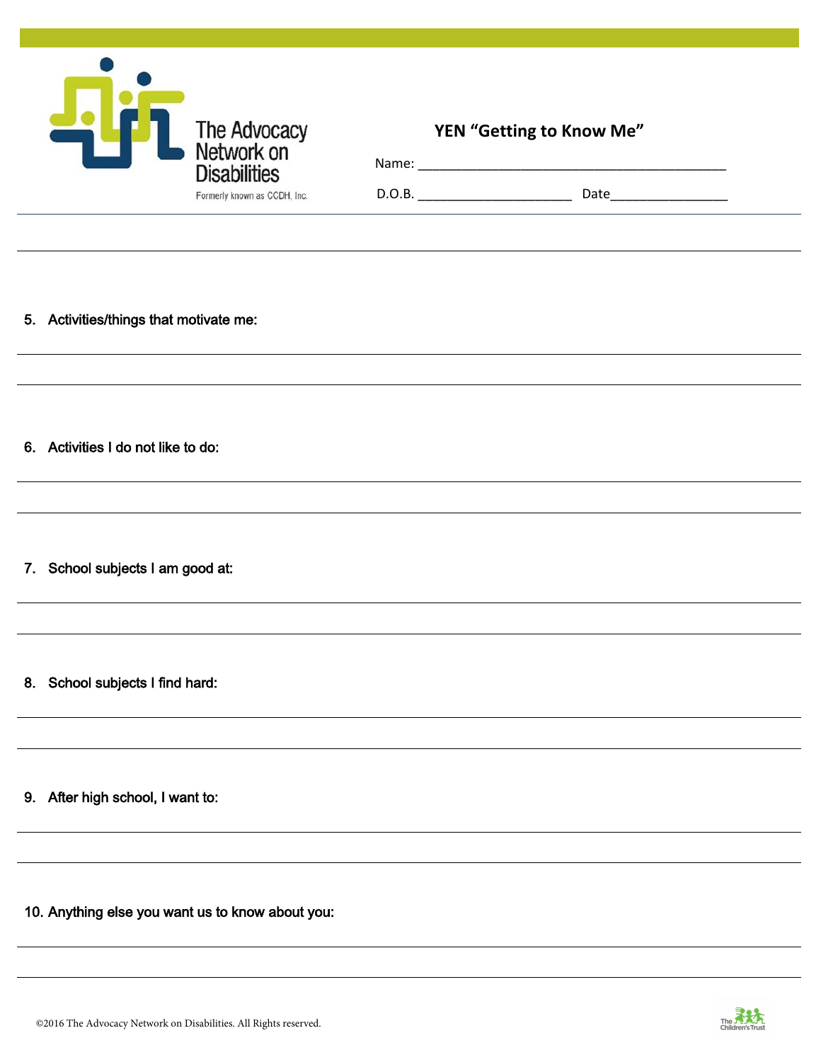The Advocacy Network on Disabilities

Formerly known as CCDH, Inc.

## YEN "Getting to Know Me"

Name: ___________________________________________

D.O.B. _____________________ Date________________

5. Activities/things that motivate me:

6. Activities I do not like to do:

7. School subjects I am good at:

8. School subjects I find hard:

9. After high school, I want to:

10. Anything else you want us to know about you:

©2016 The Advocacy Network on Disabilities. All Rights reserved.

The Children's Trust